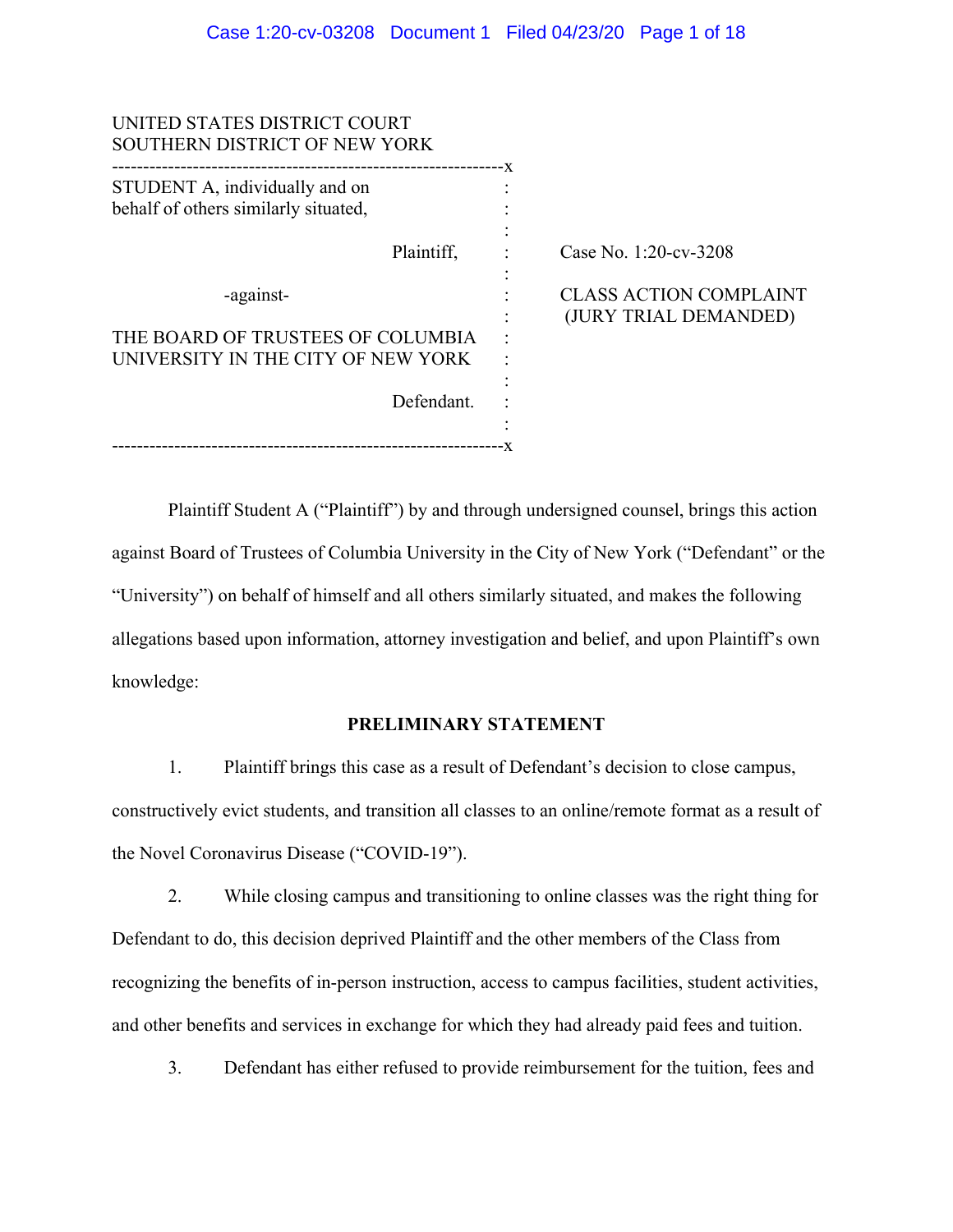UNITED STATES DISTRICT COURT
SOUTHERN DISTRICT OF NEW YORK

| | |
|---|---|
| STUDENT A, individually and on behalf of others similarly situated,<br><br>Plaintiff,<br><br>-against-<br><br>THE BOARD OF TRUSTEES OF COLUMBIA UNIVERSITY IN THE CITY OF NEW YORK<br><br>Defendant. | Case No. 1:20-cv-3208<br><br>CLASS ACTION COMPLAINT<br>(JURY TRIAL DEMANDED) |

Plaintiff Student A ("Plaintiff") by and through undersigned counsel, brings this action against Board of Trustees of Columbia University in the City of New York ("Defendant" or the "University") on behalf of himself and all others similarly situated, and makes the following allegations based upon information, attorney investigation and belief, and upon Plaintiff's own knowledge:

**PRELIMINARY STATEMENT**

1. Plaintiff brings this case as a result of Defendant's decision to close campus, constructively evict students, and transition all classes to an online/remote format as a result of the Novel Coronavirus Disease ("COVID-19").

2. While closing campus and transitioning to online classes was the right thing for Defendant to do, this decision deprived Plaintiff and the other members of the Class from recognizing the benefits of in-person instruction, access to campus facilities, student activities, and other benefits and services in exchange for which they had already paid fees and tuition.

3. Defendant has either refused to provide reimbursement for the tuition, fees and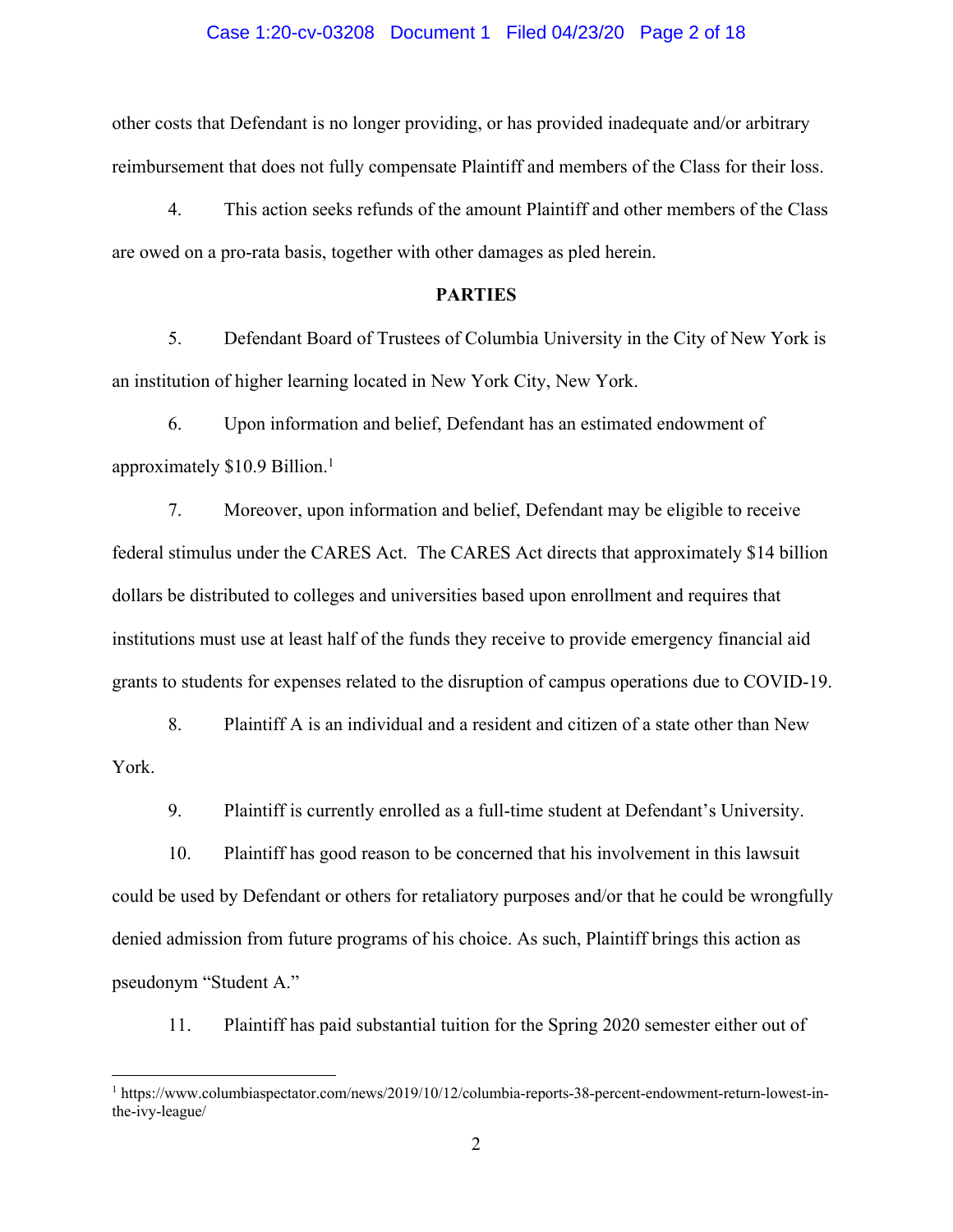other costs that Defendant is no longer providing, or has provided inadequate and/or arbitrary reimbursement that does not fully compensate Plaintiff and members of the Class for their loss.

4. This action seeks refunds of the amount Plaintiff and other members of the Class are owed on a pro-rata basis, together with other damages as pled herein.

**PARTIES**

5. Defendant Board of Trustees of Columbia University in the City of New York is an institution of higher learning located in New York City, New York.

6. Upon information and belief, Defendant has an estimated endowment of approximately $10.9 Billion.[1]

7. Moreover, upon information and belief, Defendant may be eligible to receive federal stimulus under the CARES Act. The CARES Act directs that approximately $14 billion dollars be distributed to colleges and universities based upon enrollment and requires that institutions must use at least half of the funds they receive to provide emergency financial aid grants to students for expenses related to the disruption of campus operations due to COVID-19.

8. Plaintiff A is an individual and a resident and citizen of a state other than New York.

9. Plaintiff is currently enrolled as a full-time student at Defendant's University.

10. Plaintiff has good reason to be concerned that his involvement in this lawsuit could be used by Defendant or others for retaliatory purposes and/or that he could be wrongfully denied admission from future programs of his choice. As such, Plaintiff brings this action as pseudonym "Student A."

11. Plaintiff has paid substantial tuition for the Spring 2020 semester either out of

---

[1] https://www.columbiaspectator.com/news/2019/10/12/columbia-reports-38-percent-endowment-return-lowest-in-the-ivy-league/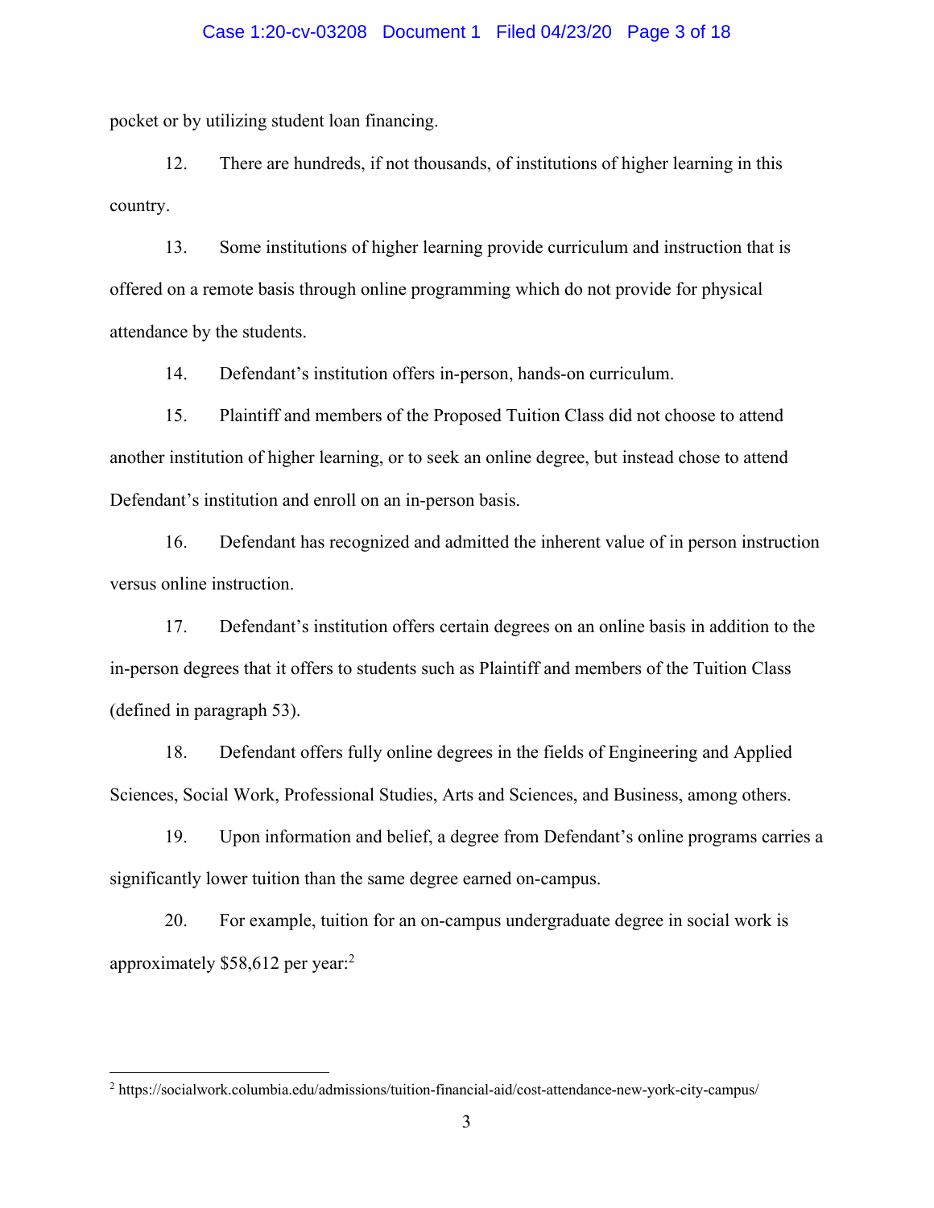pocket or by utilizing student loan financing.

12. There are hundreds, if not thousands, of institutions of higher learning in this country.

13. Some institutions of higher learning provide curriculum and instruction that is offered on a remote basis through online programming which do not provide for physical attendance by the students.

14. Defendant's institution offers in-person, hands-on curriculum.

15. Plaintiff and members of the Proposed Tuition Class did not choose to attend another institution of higher learning, or to seek an online degree, but instead chose to attend Defendant's institution and enroll on an in-person basis.

16. Defendant has recognized and admitted the inherent value of in person instruction versus online instruction.

17. Defendant's institution offers certain degrees on an online basis in addition to the in-person degrees that it offers to students such as Plaintiff and members of the Tuition Class (defined in paragraph 53).

18. Defendant offers fully online degrees in the fields of Engineering and Applied Sciences, Social Work, Professional Studies, Arts and Sciences, and Business, among others.

19. Upon information and belief, a degree from Defendant's online programs carries a significantly lower tuition than the same degree earned on-campus.

20. For example, tuition for an on-campus undergraduate degree in social work is approximately $58,612 per year:[2]

---

[2] https://socialwork.columbia.edu/admissions/tuition-financial-aid/cost-attendance-new-york-city-campus/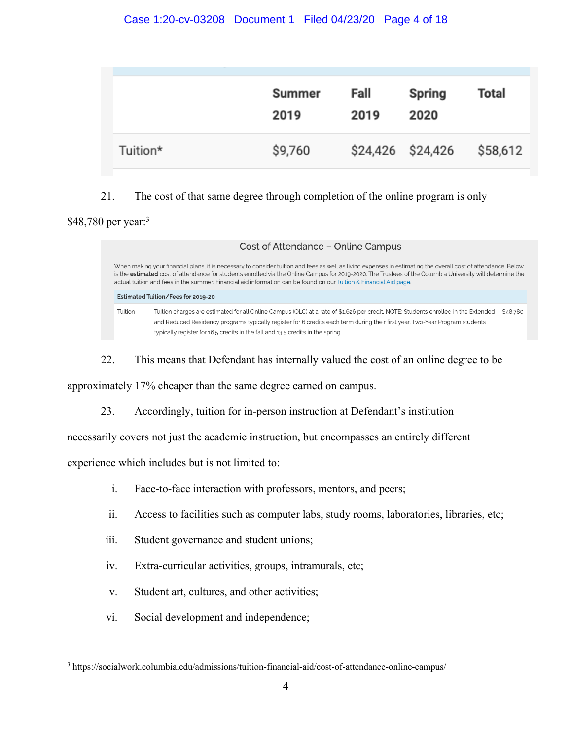| | Summer 2019 | Fall 2019 | Spring 2020 | Total |
|---|---|---|---|---|
| Tuition* | $9,760 | $24,426 | $24,426 | $58,612 |

21. The cost of that same degree through completion of the online program is only $48,780 per year:[3]

**Cost of Attendance – Online Campus**

When making your financial plans, it is necessary to consider tuition and fees as well as living expenses in estimating the overall cost of attendance. Below is the **estimated** cost of attendance for students enrolled via the Online Campus for 2019-2020. The Trustees of the Columbia University will determine the actual tuition and fees in the summer. Financial aid information can be found on our Tuition & Financial Aid page.

| Estimated Tuition/Fees for 2019-20 | | |
|---|---|---|
| Tuition | Tuition charges are estimated for all Online Campus (OLC) at a rate of $1,626 per credit. NOTE: Students enrolled in the Extended and Reduced Residency programs typically register for 6 credits each term during their first year. Two-Year Program students typically register for 16.5 credits in the fall and 13.5 credits in the spring. | $48,780 |

22. This means that Defendant has internally valued the cost of an online degree to be approximately 17% cheaper than the same degree earned on campus.

23. Accordingly, tuition for in-person instruction at Defendant's institution necessarily covers not just the academic instruction, but encompasses an entirely different experience which includes but is not limited to:

i. Face-to-face interaction with professors, mentors, and peers;

ii. Access to facilities such as computer labs, study rooms, laboratories, libraries, etc;

iii. Student governance and student unions;

iv. Extra-curricular activities, groups, intramurals, etc;

v. Student art, cultures, and other activities;

vi. Social development and independence;

---

[3] https://socialwork.columbia.edu/admissions/tuition-financial-aid/cost-of-attendance-online-campus/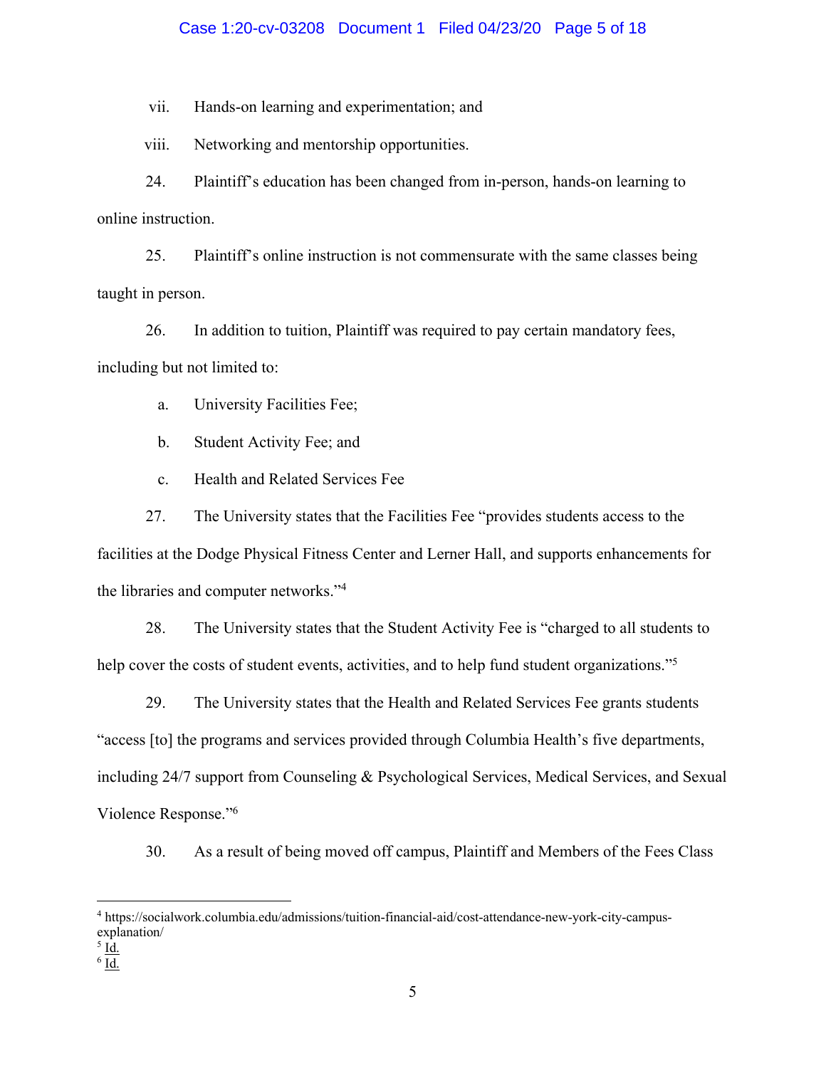vii. Hands-on learning and experimentation; and

viii. Networking and mentorship opportunities.

24. Plaintiff's education has been changed from in-person, hands-on learning to online instruction.

25. Plaintiff's online instruction is not commensurate with the same classes being taught in person.

26. In addition to tuition, Plaintiff was required to pay certain mandatory fees, including but not limited to:

a. University Facilities Fee;

b. Student Activity Fee; and

c. Health and Related Services Fee

27. The University states that the Facilities Fee "provides students access to the facilities at the Dodge Physical Fitness Center and Lerner Hall, and supports enhancements for the libraries and computer networks."[4]

28. The University states that the Student Activity Fee is "charged to all students to help cover the costs of student events, activities, and to help fund student organizations."[5]

29. The University states that the Health and Related Services Fee grants students "access [to] the programs and services provided through Columbia Health's five departments, including 24/7 support from Counseling & Psychological Services, Medical Services, and Sexual Violence Response."[6]

30. As a result of being moved off campus, Plaintiff and Members of the Fees Class

---

[4] https://socialwork.columbia.edu/admissions/tuition-financial-aid/cost-attendance-new-york-city-campus-explanation/

[5] Id.

[6] Id.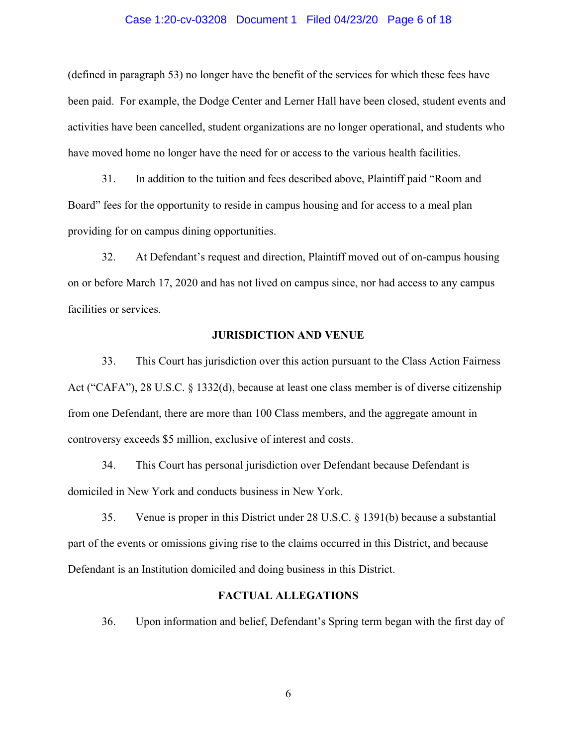(defined in paragraph 53) no longer have the benefit of the services for which these fees have been paid. For example, the Dodge Center and Lerner Hall have been closed, student events and activities have been cancelled, student organizations are no longer operational, and students who have moved home no longer have the need for or access to the various health facilities.

31. In addition to the tuition and fees described above, Plaintiff paid "Room and Board" fees for the opportunity to reside in campus housing and for access to a meal plan providing for on campus dining opportunities.

32. At Defendant's request and direction, Plaintiff moved out of on-campus housing on or before March 17, 2020 and has not lived on campus since, nor had access to any campus facilities or services.

## JURISDICTION AND VENUE

33. This Court has jurisdiction over this action pursuant to the Class Action Fairness Act ("CAFA"), 28 U.S.C. § 1332(d), because at least one class member is of diverse citizenship from one Defendant, there are more than 100 Class members, and the aggregate amount in controversy exceeds $5 million, exclusive of interest and costs.

34. This Court has personal jurisdiction over Defendant because Defendant is domiciled in New York and conducts business in New York.

35. Venue is proper in this District under 28 U.S.C. § 1391(b) because a substantial part of the events or omissions giving rise to the claims occurred in this District, and because Defendant is an Institution domiciled and doing business in this District.

## FACTUAL ALLEGATIONS

36. Upon information and belief, Defendant's Spring term began with the first day of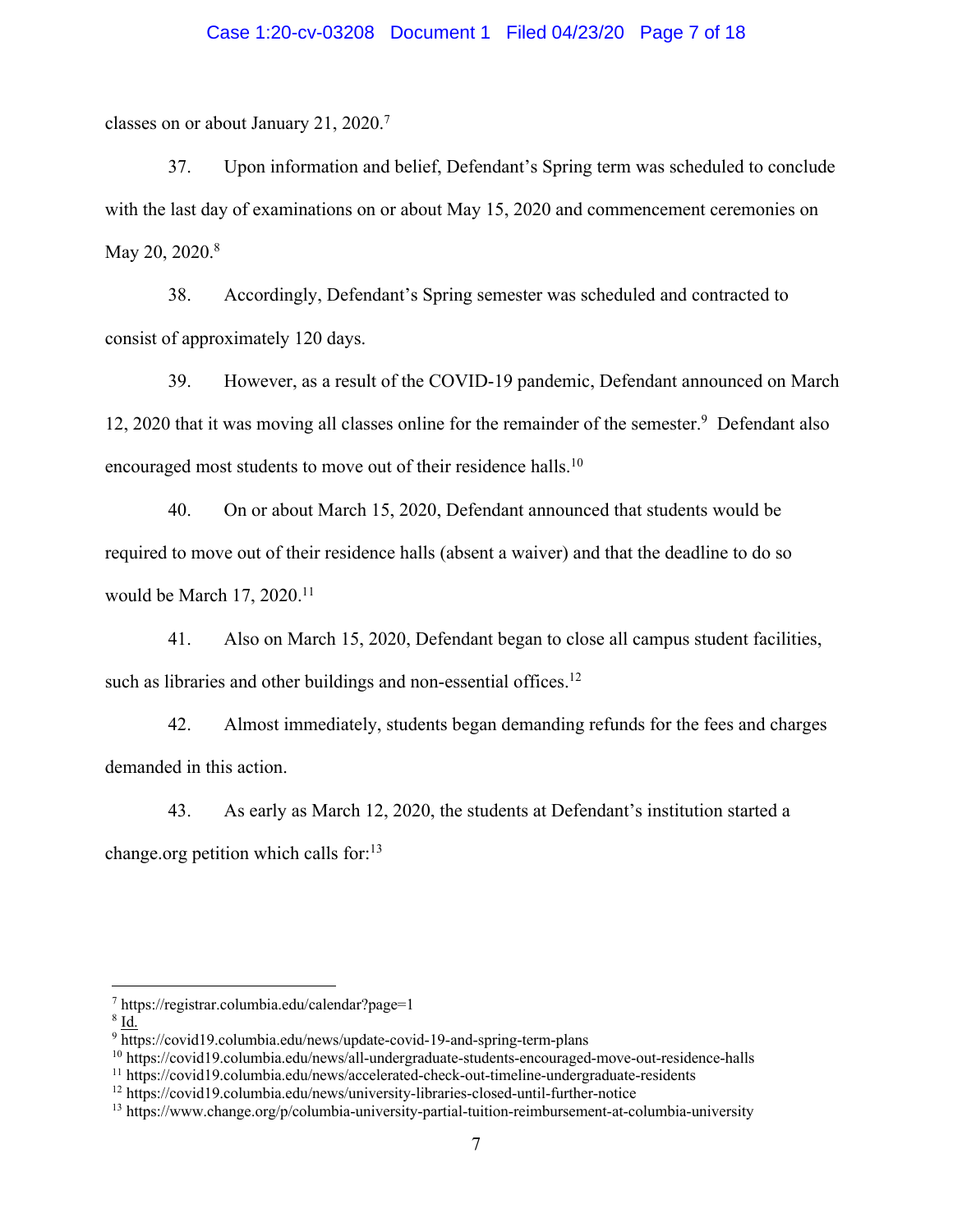classes on or about January 21, 2020.[7]

37. Upon information and belief, Defendant's Spring term was scheduled to conclude with the last day of examinations on or about May 15, 2020 and commencement ceremonies on May 20, 2020.[8]

38. Accordingly, Defendant's Spring semester was scheduled and contracted to consist of approximately 120 days.

39. However, as a result of the COVID-19 pandemic, Defendant announced on March 12, 2020 that it was moving all classes online for the remainder of the semester.[9] Defendant also encouraged most students to move out of their residence halls.[10]

40. On or about March 15, 2020, Defendant announced that students would be required to move out of their residence halls (absent a waiver) and that the deadline to do so would be March 17, 2020.[11]

41. Also on March 15, 2020, Defendant began to close all campus student facilities, such as libraries and other buildings and non-essential offices.[12]

42. Almost immediately, students began demanding refunds for the fees and charges demanded in this action.

43. As early as March 12, 2020, the students at Defendant's institution started a change.org petition which calls for:[13]

---

[7] https://registrar.columbia.edu/calendar?page=1

[8] Id.

[9] https://covid19.columbia.edu/news/update-covid-19-and-spring-term-plans

[10] https://covid19.columbia.edu/news/all-undergraduate-students-encouraged-move-out-residence-halls

[11] https://covid19.columbia.edu/news/accelerated-check-out-timeline-undergraduate-residents

[12] https://covid19.columbia.edu/news/university-libraries-closed-until-further-notice

[13] https://www.change.org/p/columbia-university-partial-tuition-reimbursement-at-columbia-university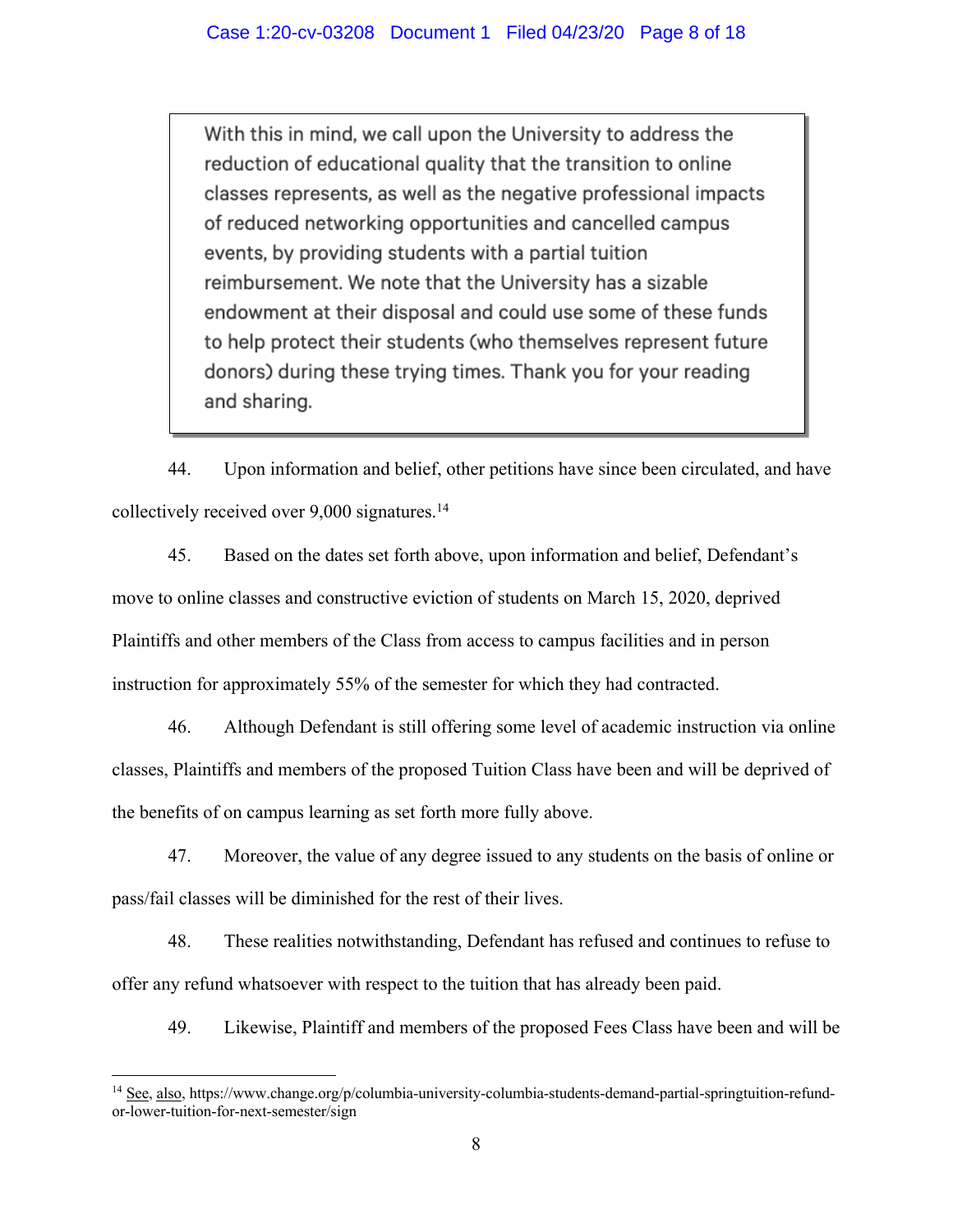> With this in mind, we call upon the University to address the reduction of educational quality that the transition to online classes represents, as well as the negative professional impacts of reduced networking opportunities and cancelled campus events, by providing students with a partial tuition reimbursement. We note that the University has a sizable endowment at their disposal and could use some of these funds to help protect their students (who themselves represent future donors) during these trying times. Thank you for your reading and sharing.

44. Upon information and belief, other petitions have since been circulated, and have collectively received over 9,000 signatures.[14]

45. Based on the dates set forth above, upon information and belief, Defendant's move to online classes and constructive eviction of students on March 15, 2020, deprived Plaintiffs and other members of the Class from access to campus facilities and in person instruction for approximately 55% of the semester for which they had contracted.

46. Although Defendant is still offering some level of academic instruction via online classes, Plaintiffs and members of the proposed Tuition Class have been and will be deprived of the benefits of on campus learning as set forth more fully above.

47. Moreover, the value of any degree issued to any students on the basis of online or pass/fail classes will be diminished for the rest of their lives.

48. These realities notwithstanding, Defendant has refused and continues to refuse to offer any refund whatsoever with respect to the tuition that has already been paid.

49. Likewise, Plaintiff and members of the proposed Fees Class have been and will be

---

[14] See, also, https://www.change.org/p/columbia-university-columbia-students-demand-partial-springtuition-refund-or-lower-tuition-for-next-semester/sign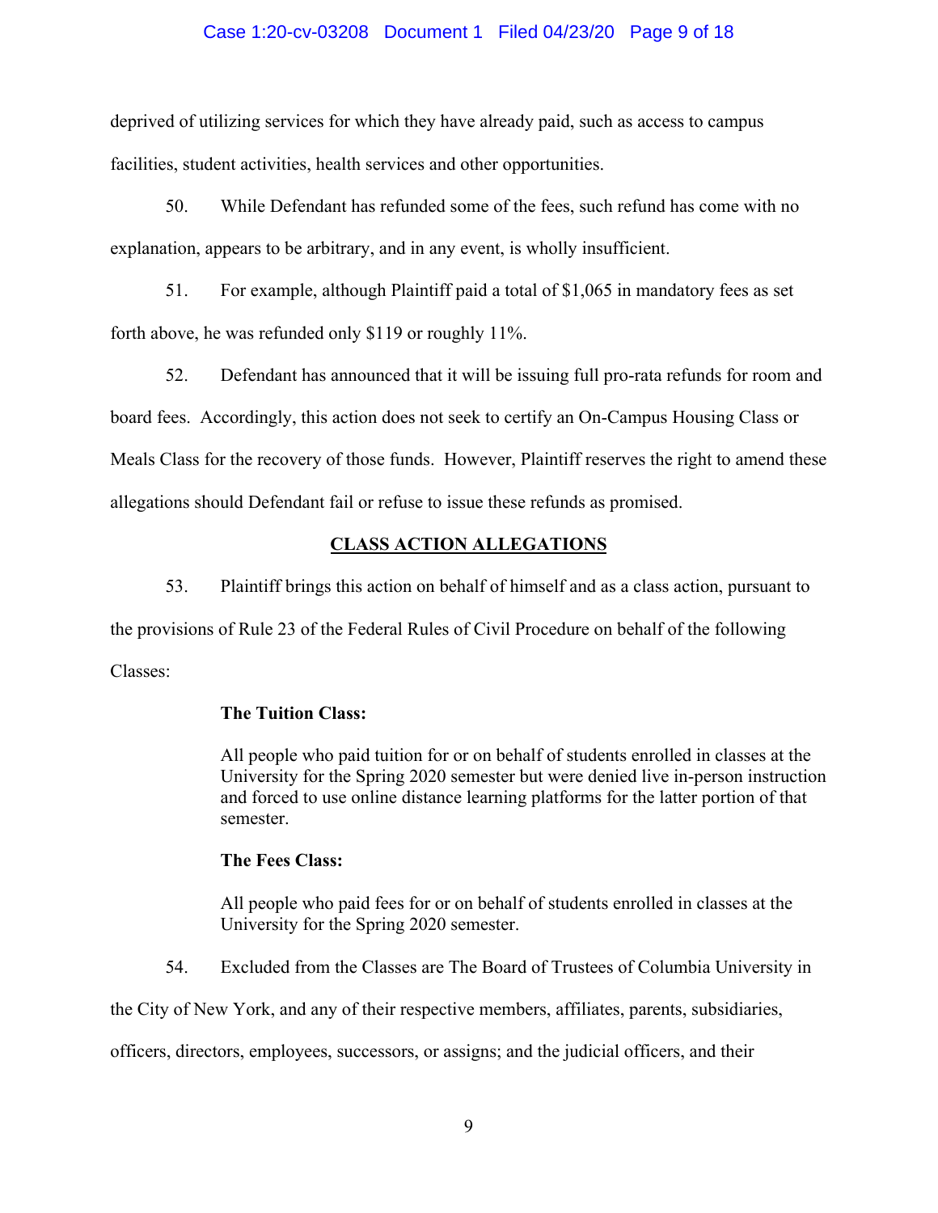deprived of utilizing services for which they have already paid, such as access to campus facilities, student activities, health services and other opportunities.

50. While Defendant has refunded some of the fees, such refund has come with no explanation, appears to be arbitrary, and in any event, is wholly insufficient.

51. For example, although Plaintiff paid a total of $1,065 in mandatory fees as set forth above, he was refunded only $119 or roughly 11%.

52. Defendant has announced that it will be issuing full pro-rata refunds for room and board fees. Accordingly, this action does not seek to certify an On-Campus Housing Class or Meals Class for the recovery of those funds. However, Plaintiff reserves the right to amend these allegations should Defendant fail or refuse to issue these refunds as promised.

## CLASS ACTION ALLEGATIONS

53. Plaintiff brings this action on behalf of himself and as a class action, pursuant to the provisions of Rule 23 of the Federal Rules of Civil Procedure on behalf of the following Classes:

> **The Tuition Class:**
>
> All people who paid tuition for or on behalf of students enrolled in classes at the University for the Spring 2020 semester but were denied live in-person instruction and forced to use online distance learning platforms for the latter portion of that semester.
>
> **The Fees Class:**
>
> All people who paid fees for or on behalf of students enrolled in classes at the University for the Spring 2020 semester.

54. Excluded from the Classes are The Board of Trustees of Columbia University in the City of New York, and any of their respective members, affiliates, parents, subsidiaries, officers, directors, employees, successors, or assigns; and the judicial officers, and their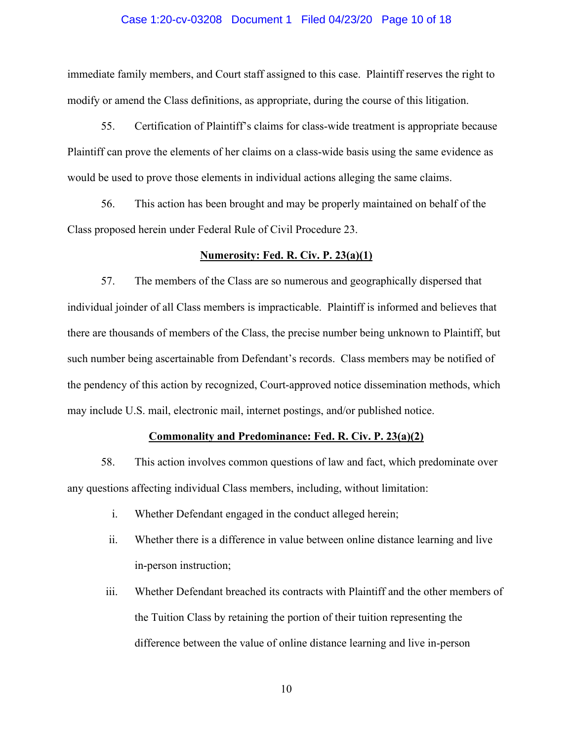immediate family members, and Court staff assigned to this case. Plaintiff reserves the right to modify or amend the Class definitions, as appropriate, during the course of this litigation.

55. Certification of Plaintiff's claims for class-wide treatment is appropriate because Plaintiff can prove the elements of her claims on a class-wide basis using the same evidence as would be used to prove those elements in individual actions alleging the same claims.

56. This action has been brought and may be properly maintained on behalf of the Class proposed herein under Federal Rule of Civil Procedure 23.

**Numerosity: Fed. R. Civ. P. 23(a)(1)**

57. The members of the Class are so numerous and geographically dispersed that individual joinder of all Class members is impracticable. Plaintiff is informed and believes that there are thousands of members of the Class, the precise number being unknown to Plaintiff, but such number being ascertainable from Defendant's records. Class members may be notified of the pendency of this action by recognized, Court-approved notice dissemination methods, which may include U.S. mail, electronic mail, internet postings, and/or published notice.

**Commonality and Predominance: Fed. R. Civ. P. 23(a)(2)**

58. This action involves common questions of law and fact, which predominate over any questions affecting individual Class members, including, without limitation:

i. Whether Defendant engaged in the conduct alleged herein;

ii. Whether there is a difference in value between online distance learning and live in-person instruction;

iii. Whether Defendant breached its contracts with Plaintiff and the other members of the Tuition Class by retaining the portion of their tuition representing the difference between the value of online distance learning and live in-person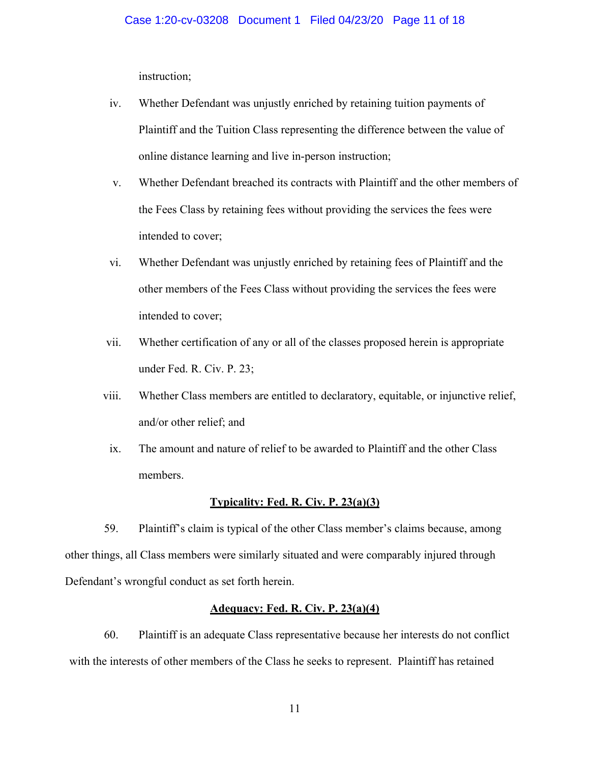instruction;

iv. Whether Defendant was unjustly enriched by retaining tuition payments of Plaintiff and the Tuition Class representing the difference between the value of online distance learning and live in-person instruction;

v. Whether Defendant breached its contracts with Plaintiff and the other members of the Fees Class by retaining fees without providing the services the fees were intended to cover;

vi. Whether Defendant was unjustly enriched by retaining fees of Plaintiff and the other members of the Fees Class without providing the services the fees were intended to cover;

vii. Whether certification of any or all of the classes proposed herein is appropriate under Fed. R. Civ. P. 23;

viii. Whether Class members are entitled to declaratory, equitable, or injunctive relief, and/or other relief; and

ix. The amount and nature of relief to be awarded to Plaintiff and the other Class members.

**Typicality: Fed. R. Civ. P. 23(a)(3)**

59. Plaintiff's claim is typical of the other Class member's claims because, among other things, all Class members were similarly situated and were comparably injured through Defendant's wrongful conduct as set forth herein.

**Adequacy: Fed. R. Civ. P. 23(a)(4)**

60. Plaintiff is an adequate Class representative because her interests do not conflict with the interests of other members of the Class he seeks to represent. Plaintiff has retained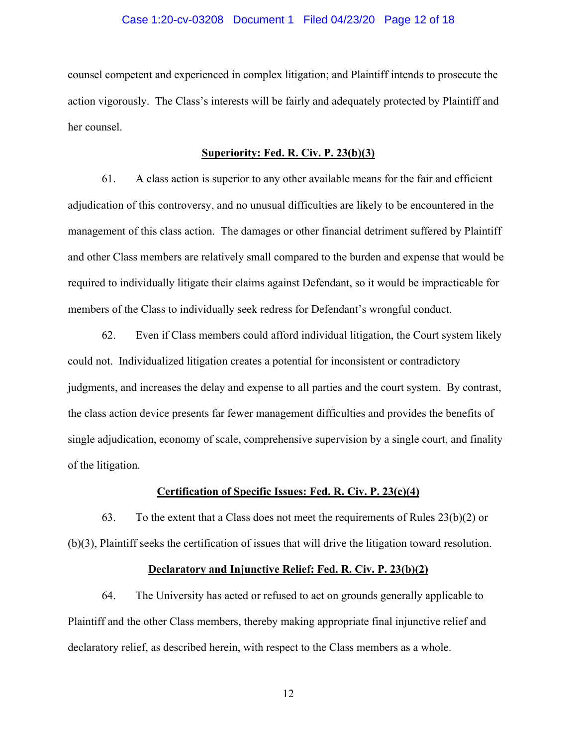counsel competent and experienced in complex litigation; and Plaintiff intends to prosecute the action vigorously. The Class's interests will be fairly and adequately protected by Plaintiff and her counsel.

**Superiority: Fed. R. Civ. P. 23(b)(3)**

61. A class action is superior to any other available means for the fair and efficient adjudication of this controversy, and no unusual difficulties are likely to be encountered in the management of this class action. The damages or other financial detriment suffered by Plaintiff and other Class members are relatively small compared to the burden and expense that would be required to individually litigate their claims against Defendant, so it would be impracticable for members of the Class to individually seek redress for Defendant's wrongful conduct.

62. Even if Class members could afford individual litigation, the Court system likely could not. Individualized litigation creates a potential for inconsistent or contradictory judgments, and increases the delay and expense to all parties and the court system. By contrast, the class action device presents far fewer management difficulties and provides the benefits of single adjudication, economy of scale, comprehensive supervision by a single court, and finality of the litigation.

**Certification of Specific Issues: Fed. R. Civ. P. 23(c)(4)**

63. To the extent that a Class does not meet the requirements of Rules 23(b)(2) or (b)(3), Plaintiff seeks the certification of issues that will drive the litigation toward resolution.

**Declaratory and Injunctive Relief: Fed. R. Civ. P. 23(b)(2)**

64. The University has acted or refused to act on grounds generally applicable to Plaintiff and the other Class members, thereby making appropriate final injunctive relief and declaratory relief, as described herein, with respect to the Class members as a whole.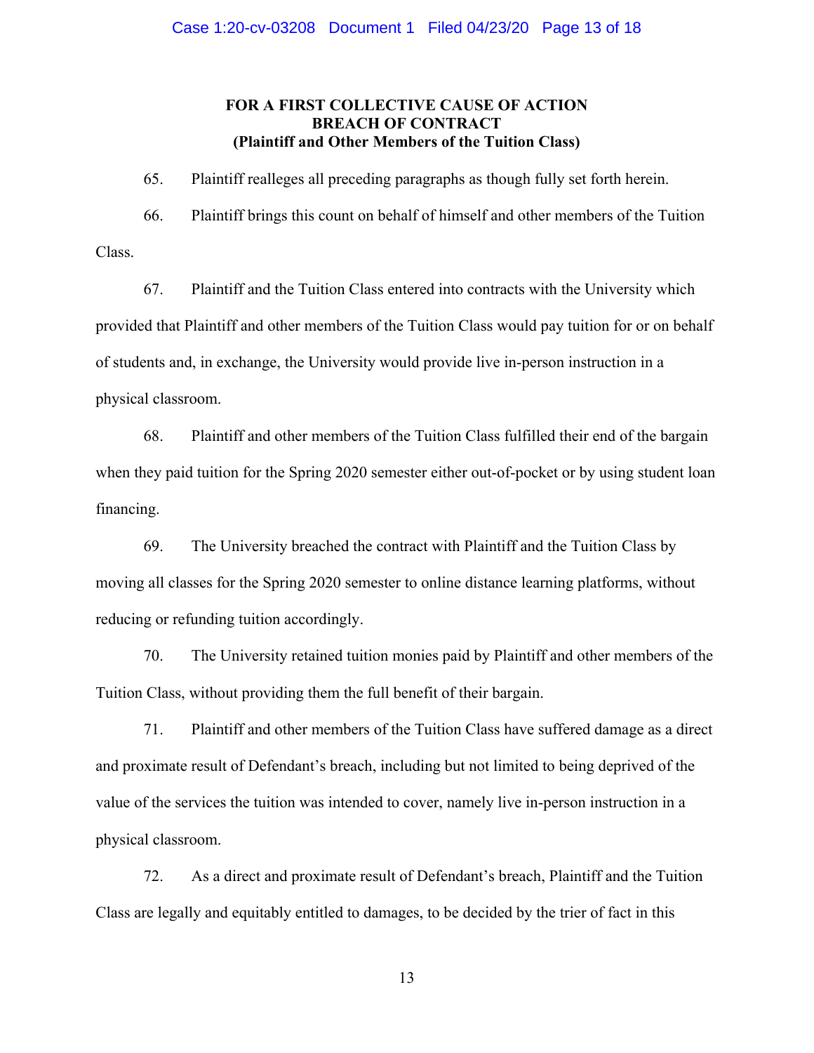**FOR A FIRST COLLECTIVE CAUSE OF ACTION**
**BREACH OF CONTRACT**
**(Plaintiff and Other Members of the Tuition Class)**

65. Plaintiff realleges all preceding paragraphs as though fully set forth herein.

66. Plaintiff brings this count on behalf of himself and other members of the Tuition Class.

67. Plaintiff and the Tuition Class entered into contracts with the University which provided that Plaintiff and other members of the Tuition Class would pay tuition for or on behalf of students and, in exchange, the University would provide live in-person instruction in a physical classroom.

68. Plaintiff and other members of the Tuition Class fulfilled their end of the bargain when they paid tuition for the Spring 2020 semester either out-of-pocket or by using student loan financing.

69. The University breached the contract with Plaintiff and the Tuition Class by moving all classes for the Spring 2020 semester to online distance learning platforms, without reducing or refunding tuition accordingly.

70. The University retained tuition monies paid by Plaintiff and other members of the Tuition Class, without providing them the full benefit of their bargain.

71. Plaintiff and other members of the Tuition Class have suffered damage as a direct and proximate result of Defendant's breach, including but not limited to being deprived of the value of the services the tuition was intended to cover, namely live in-person instruction in a physical classroom.

72. As a direct and proximate result of Defendant's breach, Plaintiff and the Tuition Class are legally and equitably entitled to damages, to be decided by the trier of fact in this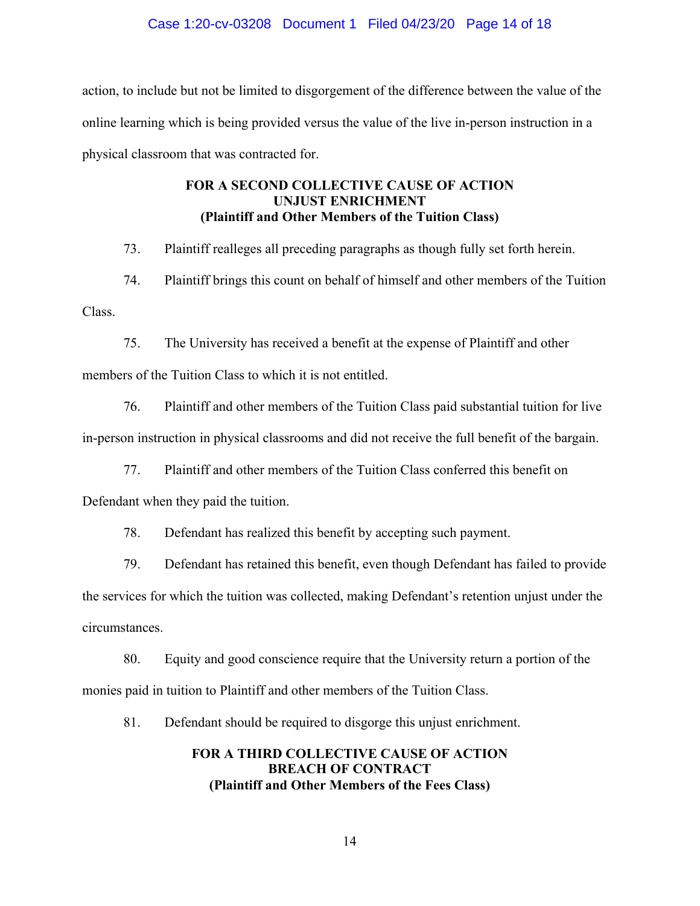action, to include but not be limited to disgorgement of the difference between the value of the online learning which is being provided versus the value of the live in-person instruction in a physical classroom that was contracted for.

**FOR A SECOND COLLECTIVE CAUSE OF ACTION**
**UNJUST ENRICHMENT**
**(Plaintiff and Other Members of the Tuition Class)**

73. Plaintiff realleges all preceding paragraphs as though fully set forth herein.

74. Plaintiff brings this count on behalf of himself and other members of the Tuition Class.

75. The University has received a benefit at the expense of Plaintiff and other members of the Tuition Class to which it is not entitled.

76. Plaintiff and other members of the Tuition Class paid substantial tuition for live in-person instruction in physical classrooms and did not receive the full benefit of the bargain.

77. Plaintiff and other members of the Tuition Class conferred this benefit on Defendant when they paid the tuition.

78. Defendant has realized this benefit by accepting such payment.

79. Defendant has retained this benefit, even though Defendant has failed to provide the services for which the tuition was collected, making Defendant's retention unjust under the circumstances.

80. Equity and good conscience require that the University return a portion of the monies paid in tuition to Plaintiff and other members of the Tuition Class.

81. Defendant should be required to disgorge this unjust enrichment.

**FOR A THIRD COLLECTIVE CAUSE OF ACTION**
**BREACH OF CONTRACT**
**(Plaintiff and Other Members of the Fees Class)**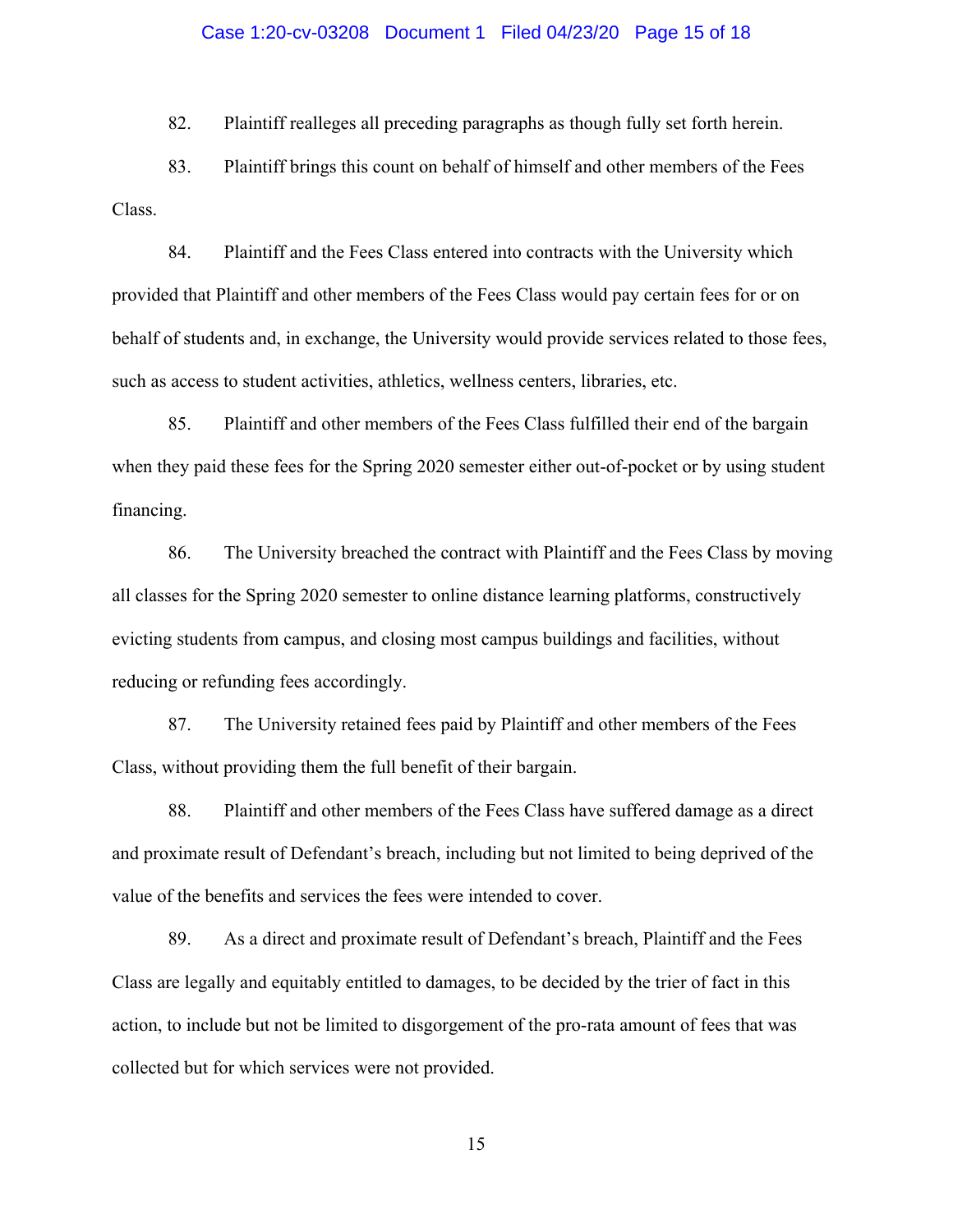82. Plaintiff realleges all preceding paragraphs as though fully set forth herein.

83. Plaintiff brings this count on behalf of himself and other members of the Fees Class.

84. Plaintiff and the Fees Class entered into contracts with the University which provided that Plaintiff and other members of the Fees Class would pay certain fees for or on behalf of students and, in exchange, the University would provide services related to those fees, such as access to student activities, athletics, wellness centers, libraries, etc.

85. Plaintiff and other members of the Fees Class fulfilled their end of the bargain when they paid these fees for the Spring 2020 semester either out-of-pocket or by using student financing.

86. The University breached the contract with Plaintiff and the Fees Class by moving all classes for the Spring 2020 semester to online distance learning platforms, constructively evicting students from campus, and closing most campus buildings and facilities, without reducing or refunding fees accordingly.

87. The University retained fees paid by Plaintiff and other members of the Fees Class, without providing them the full benefit of their bargain.

88. Plaintiff and other members of the Fees Class have suffered damage as a direct and proximate result of Defendant's breach, including but not limited to being deprived of the value of the benefits and services the fees were intended to cover.

89. As a direct and proximate result of Defendant's breach, Plaintiff and the Fees Class are legally and equitably entitled to damages, to be decided by the trier of fact in this action, to include but not be limited to disgorgement of the pro-rata amount of fees that was collected but for which services were not provided.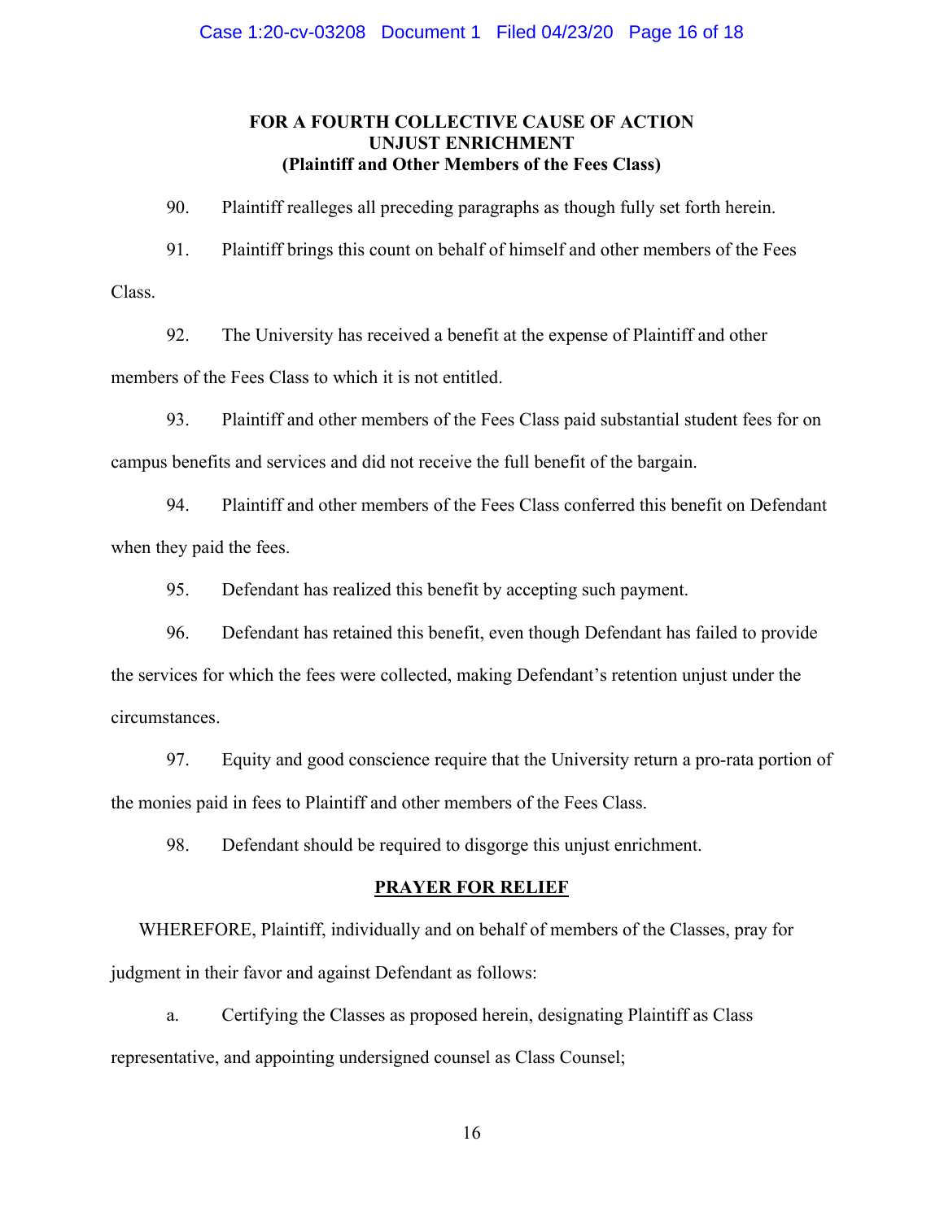## FOR A FOURTH COLLECTIVE CAUSE OF ACTION
## UNJUST ENRICHMENT
## (Plaintiff and Other Members of the Fees Class)

90. Plaintiff realleges all preceding paragraphs as though fully set forth herein.

91. Plaintiff brings this count on behalf of himself and other members of the Fees Class.

92. The University has received a benefit at the expense of Plaintiff and other members of the Fees Class to which it is not entitled.

93. Plaintiff and other members of the Fees Class paid substantial student fees for on campus benefits and services and did not receive the full benefit of the bargain.

94. Plaintiff and other members of the Fees Class conferred this benefit on Defendant when they paid the fees.

95. Defendant has realized this benefit by accepting such payment.

96. Defendant has retained this benefit, even though Defendant has failed to provide the services for which the fees were collected, making Defendant's retention unjust under the circumstances.

97. Equity and good conscience require that the University return a pro-rata portion of the monies paid in fees to Plaintiff and other members of the Fees Class.

98. Defendant should be required to disgorge this unjust enrichment.

## PRAYER FOR RELIEF

WHEREFORE, Plaintiff, individually and on behalf of members of the Classes, pray for judgment in their favor and against Defendant as follows:

a. Certifying the Classes as proposed herein, designating Plaintiff as Class representative, and appointing undersigned counsel as Class Counsel;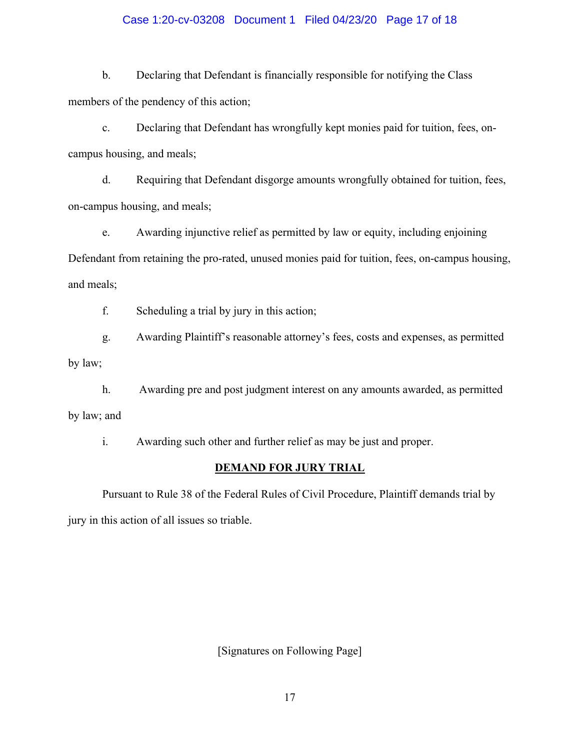b. Declaring that Defendant is financially responsible for notifying the Class members of the pendency of this action;

c. Declaring that Defendant has wrongfully kept monies paid for tuition, fees, on-campus housing, and meals;

d. Requiring that Defendant disgorge amounts wrongfully obtained for tuition, fees, on-campus housing, and meals;

e. Awarding injunctive relief as permitted by law or equity, including enjoining Defendant from retaining the pro-rated, unused monies paid for tuition, fees, on-campus housing, and meals;

f. Scheduling a trial by jury in this action;

g. Awarding Plaintiff's reasonable attorney's fees, costs and expenses, as permitted by law;

h. Awarding pre and post judgment interest on any amounts awarded, as permitted by law; and

i. Awarding such other and further relief as may be just and proper.

**DEMAND FOR JURY TRIAL**

Pursuant to Rule 38 of the Federal Rules of Civil Procedure, Plaintiff demands trial by jury in this action of all issues so triable.

[Signatures on Following Page]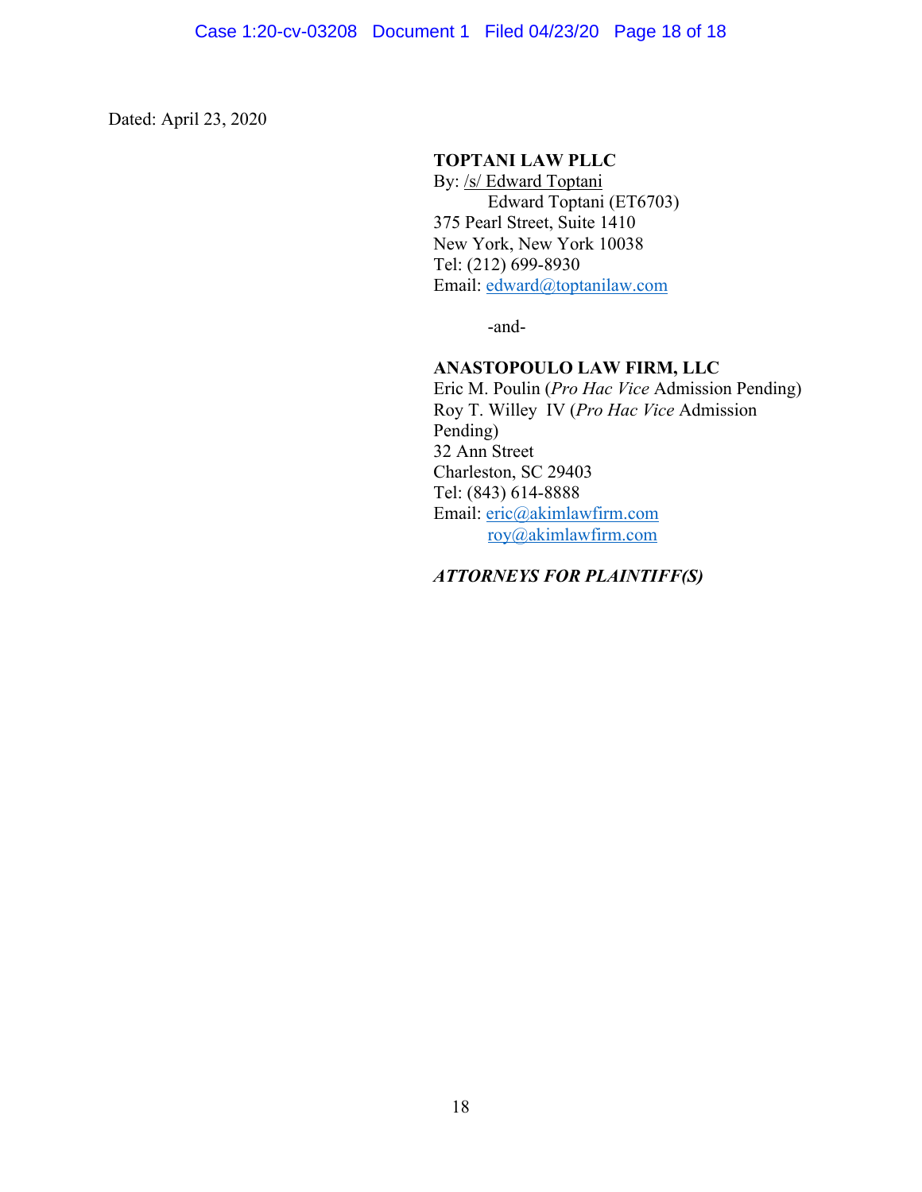Dated: April 23, 2020

**TOPTANI LAW PLLC**
By: /s/ Edward Toptani
Edward Toptani (ET6703)
375 Pearl Street, Suite 1410
New York, New York 10038
Tel: (212) 699-8930
Email: edward@toptanilaw.com

-and-

**ANASTOPOULO LAW FIRM, LLC**
Eric M. Poulin (*Pro Hac Vice* Admission Pending)
Roy T. Willey IV (*Pro Hac Vice* Admission Pending)
32 Ann Street
Charleston, SC 29403
Tel: (843) 614-8888
Email: eric@akimlawfirm.com
roy@akimlawfirm.com

***ATTORNEYS FOR PLAINTIFF(S)***